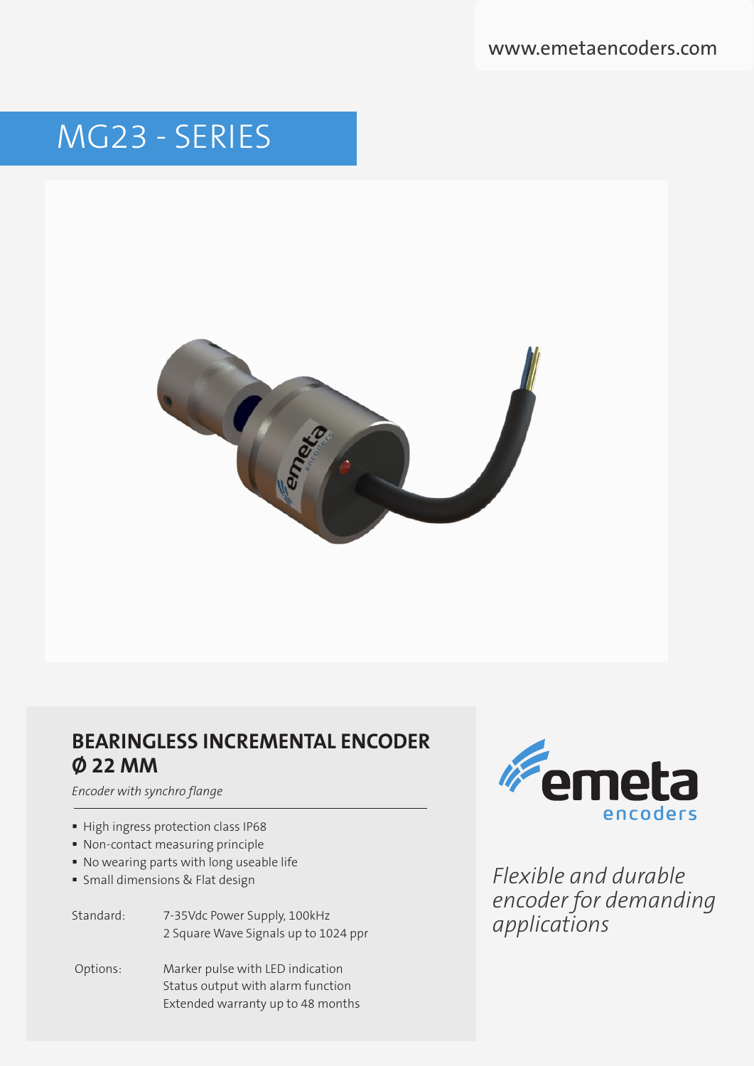www.emetaencoders.com

# MG23 - SERIES

## BEARINGLESS INCREMENTAL ENCODER Ø 22 MM

*Encoder with synchro flange*

- High ingress protection class IP68
- Non-contact measuring principle
- No wearing parts with long useable life
- Small dimensions & Flat design

| | |
|---|---|
| Standard: | 7-35Vdc Power Supply, 100kHz<br>2 Square Wave Signals up to 1024 ppr |
| Options: | Marker pulse with LED indication<br>Status output with alarm function<br>Extended warranty up to 48 months |

emeta encoders

*Flexible and durable encoder for demanding applications*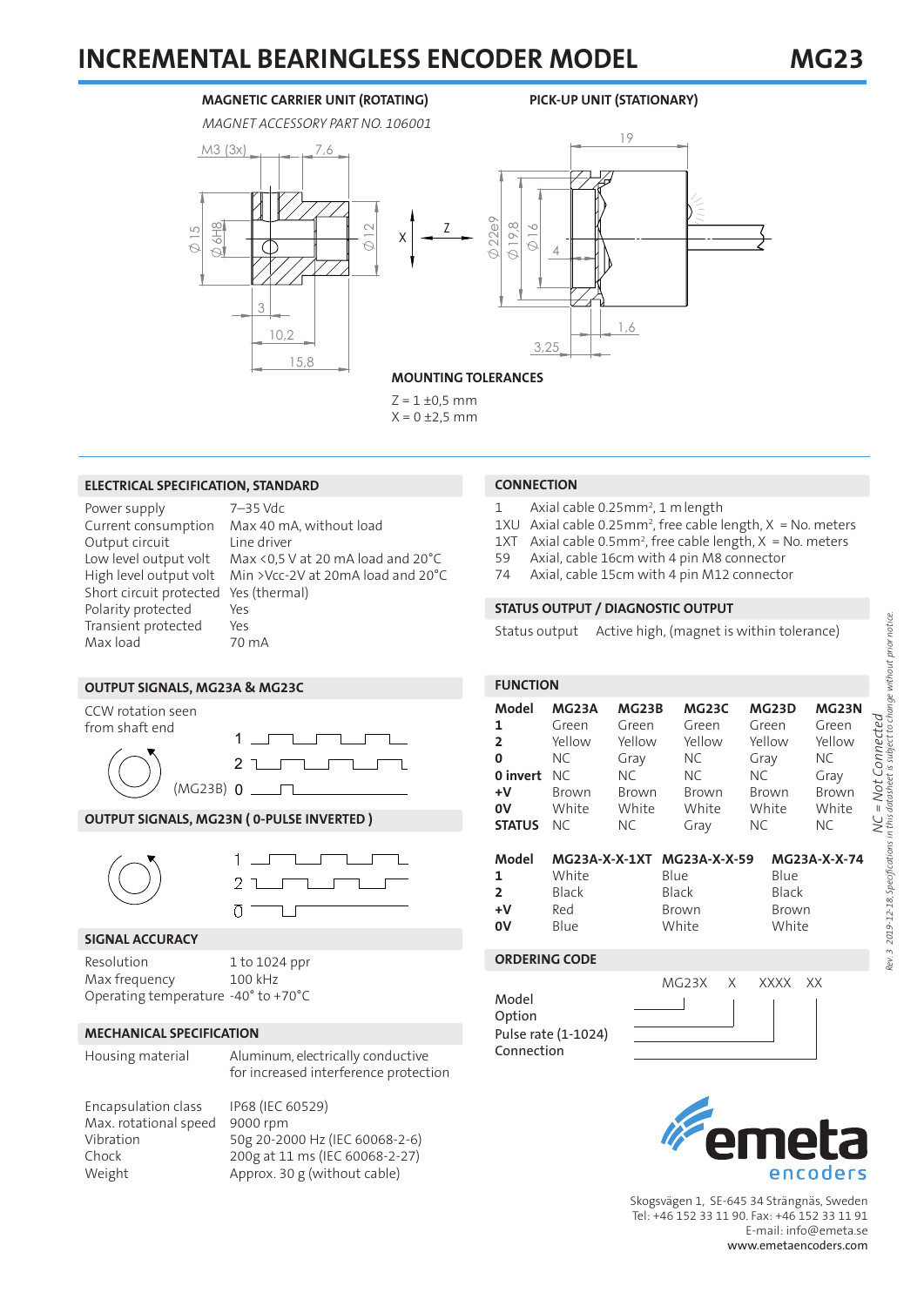# INCREMENTAL BEARINGLESS ENCODER MODEL MG23

**MAGNETIC CARRIER UNIT (ROTATING)**

*MAGNET ACCESSORY PART NO. 106001*

M3 (3x)
7,6
Ø 15
Ø 6H8
Ø 12
3
10,2
15,8

X
Z

**PICK-UP UNIT (STATIONARY)**

19
Ø 22e9
Ø 19,8
Ø 16
4
1,6
3,25

**MOUNTING TOLERANCES**

Z = 1 ±0,5 mm
X = 0 ±2,5 mm

## ELECTRICAL SPECIFICATION, STANDARD

| | |
|---|---|
| Power supply | 7–35 Vdc |
| Current consumption | Max 40 mA, without load |
| Output circuit | Line driver |
| Low level output volt | Max <0,5 V at 20 mA load and 20°C |
| High level output volt | Min >Vcc-2V at 20mA load and 20°C |
| Short circuit protected | Yes (thermal) |
| Polarity protected | Yes |
| Transient protected | Yes |
| Max load | 70 mA |

## OUTPUT SIGNALS, MG23A & MG23C

CCW rotation seen from shaft end

1
2
(MG23B) 0

## OUTPUT SIGNALS, MG23N ( 0-PULSE INVERTED )

1
2
0̄

## SIGNAL ACCURACY

| | |
|---|---|
| Resolution | 1 to 1024 ppr |
| Max frequency | 100 kHz |
| Operating temperature | -40° to +70°C |

## MECHANICAL SPECIFICATION

| | |
|---|---|
| Housing material | Aluminum, electrically conductive for increased interference protection |
| Encapsulation class | IP68 (IEC 60529) |
| Max. rotational speed | 9000 rpm |
| Vibration | 50g 20-2000 Hz (IEC 60068-2-6) |
| Chock | 200g at 11 ms (IEC 60068-2-27) |
| Weight | Approx. 30 g (without cable) |

## CONNECTION

| | |
|---|---|
| 1 | Axial cable 0.25mm², 1 m length |
| 1XU | Axial cable 0.25mm², free cable length, X = No. meters |
| 1XT | Axial cable 0.5mm², free cable length, X = No. meters |
| 59 | Axial, cable 16cm with 4 pin M8 connector |
| 74 | Axial, cable 15cm with 4 pin M12 connector |

## STATUS OUTPUT / DIAGNOSTIC OUTPUT

Status output Active high, (magnet is within tolerance)

## FUNCTION

| Model | MG23A | MG23B | MG23C | MG23D | MG23N |
|---|---|---|---|---|---|
| **1** | Green | Green | Green | Green | Green |
| **2** | Yellow | Yellow | Yellow | Yellow | Yellow |
| **0** | NC | Gray | NC | Gray | NC |
| **0 invert** | NC | NC | NC | NC | Gray |
| **+V** | Brown | Brown | Brown | Brown | Brown |
| **0V** | White | White | White | White | White |
| **STATUS** | NC | NC | Gray | NC | NC |

| Model | MG23A-X-X-1XT | MG23A-X-X-59 | MG23A-X-X-74 |
|---|---|---|---|
| **1** | White | Blue | Blue |
| **2** | Black | Black | Black |
| **+V** | Red | Brown | Brown |
| **0V** | Blue | White | White |

*NC = Not Connected*

## ORDERING CODE

MG23X X XXXX XX

Model
Option
Pulse rate (1-1024)
Connection

emeta encoders

Skogsvägen 1, SE-645 34 Strängnäs, Sweden
Tel: +46 152 33 11 90. Fax: +46 152 33 11 91
E-mail: info@emeta.se
www.emetaencoders.com

*Rev. 3 2019-12-18. Specifications in this datasheet is subject to change without prior notice.*